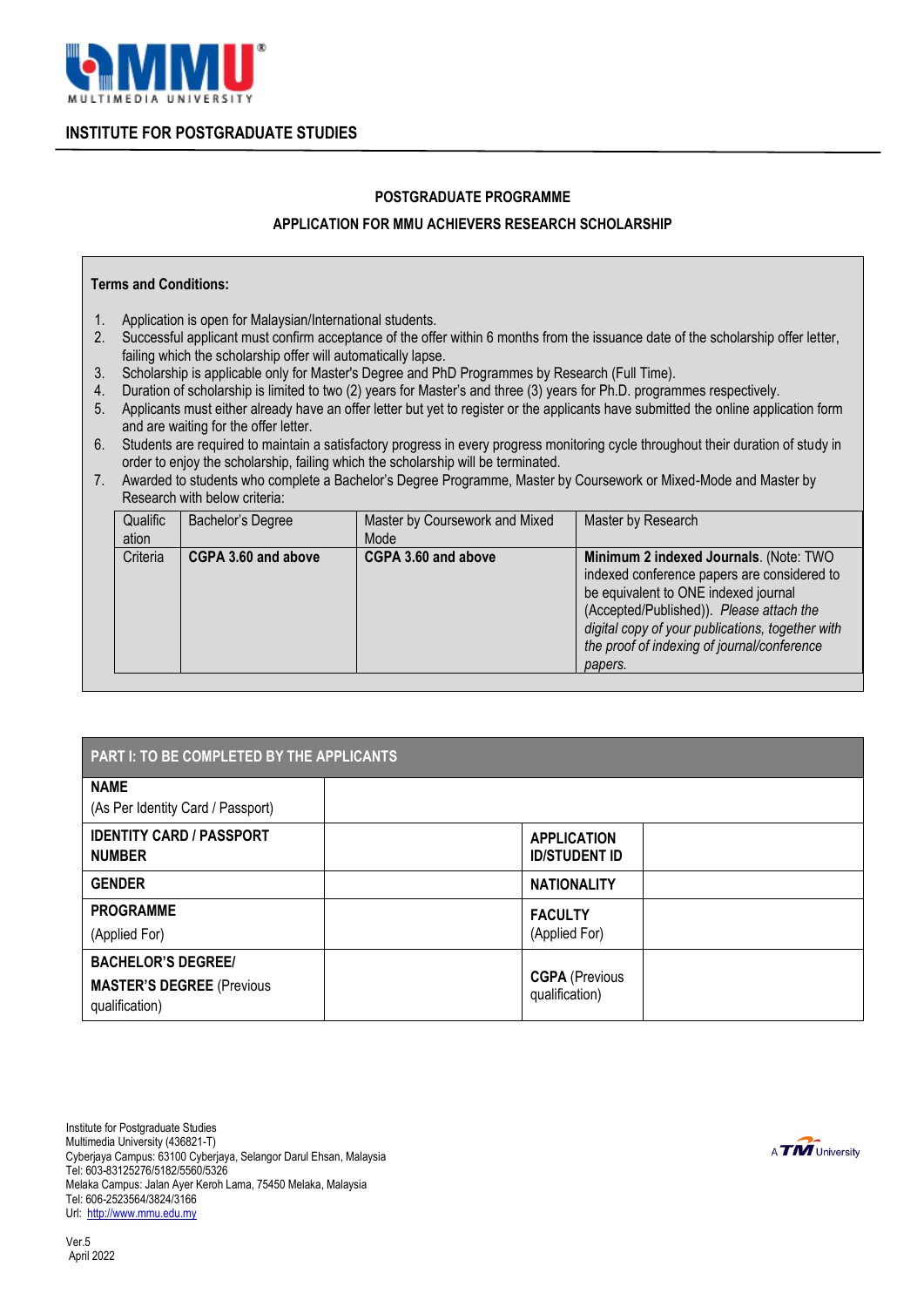MULTIMEDIA UNIVERSITY

## INSTITUTE FOR POSTGRADUATE STUDIES

### POSTGRADUATE PROGRAMME

### APPLICATION FOR MMU ACHIEVERS RESEARCH SCHOLARSHIP

**Terms and Conditions:**

1. Application is open for Malaysian/International students.
2. Successful applicant must confirm acceptance of the offer within 6 months from the issuance date of the scholarship offer letter, failing which the scholarship offer will automatically lapse.
3. Scholarship is applicable only for Master's Degree and PhD Programmes by Research (Full Time).
4. Duration of scholarship is limited to two (2) years for Master's and three (3) years for Ph.D. programmes respectively.
5. Applicants must either already have an offer letter but yet to register or the applicants have submitted the online application form and are waiting for the offer letter.
6. Students are required to maintain a satisfactory progress in every progress monitoring cycle throughout their duration of study in order to enjoy the scholarship, failing which the scholarship will be terminated.
7. Awarded to students who complete a Bachelor's Degree Programme, Master by Coursework or Mixed-Mode and Master by Research with below criteria:

| Qualification | Bachelor's Degree | Master by Coursework and Mixed Mode | Master by Research |
|---|---|---|---|
| Criteria | **CGPA 3.60 and above** | **CGPA 3.60 and above** | **Minimum 2 indexed Journals**. (Note: TWO indexed conference papers are considered to be equivalent to ONE indexed journal (Accepted/Published)). *Please attach the digital copy of your publications, together with the proof of indexing of journal/conference papers.* |

| PART I: TO BE COMPLETED BY THE APPLICANTS | | | |
|---|---|---|---|
| **NAME** (As Per Identity Card / Passport) | | | |
| **IDENTITY CARD / PASSPORT NUMBER** | | **APPLICATION ID/STUDENT ID** | |
| **GENDER** | | **NATIONALITY** | |
| **PROGRAMME** (Applied For) | | **FACULTY** (Applied For) | |
| **BACHELOR'S DEGREE/ MASTER'S DEGREE** (Previous qualification) | | **CGPA** (Previous qualification) | |

Institute for Postgraduate Studies
Multimedia University (436821-T)
Cyberjaya Campus: 63100 Cyberjaya, Selangor Darul Ehsan, Malaysia
Tel: 603-83125276/5182/5560/5326
Melaka Campus: Jalan Ayer Keroh Lama, 75450 Melaka, Malaysia
Tel: 606-2523564/3824/3166
Url: http://www.mmu.edu.my

A TM University

Ver.5
April 2022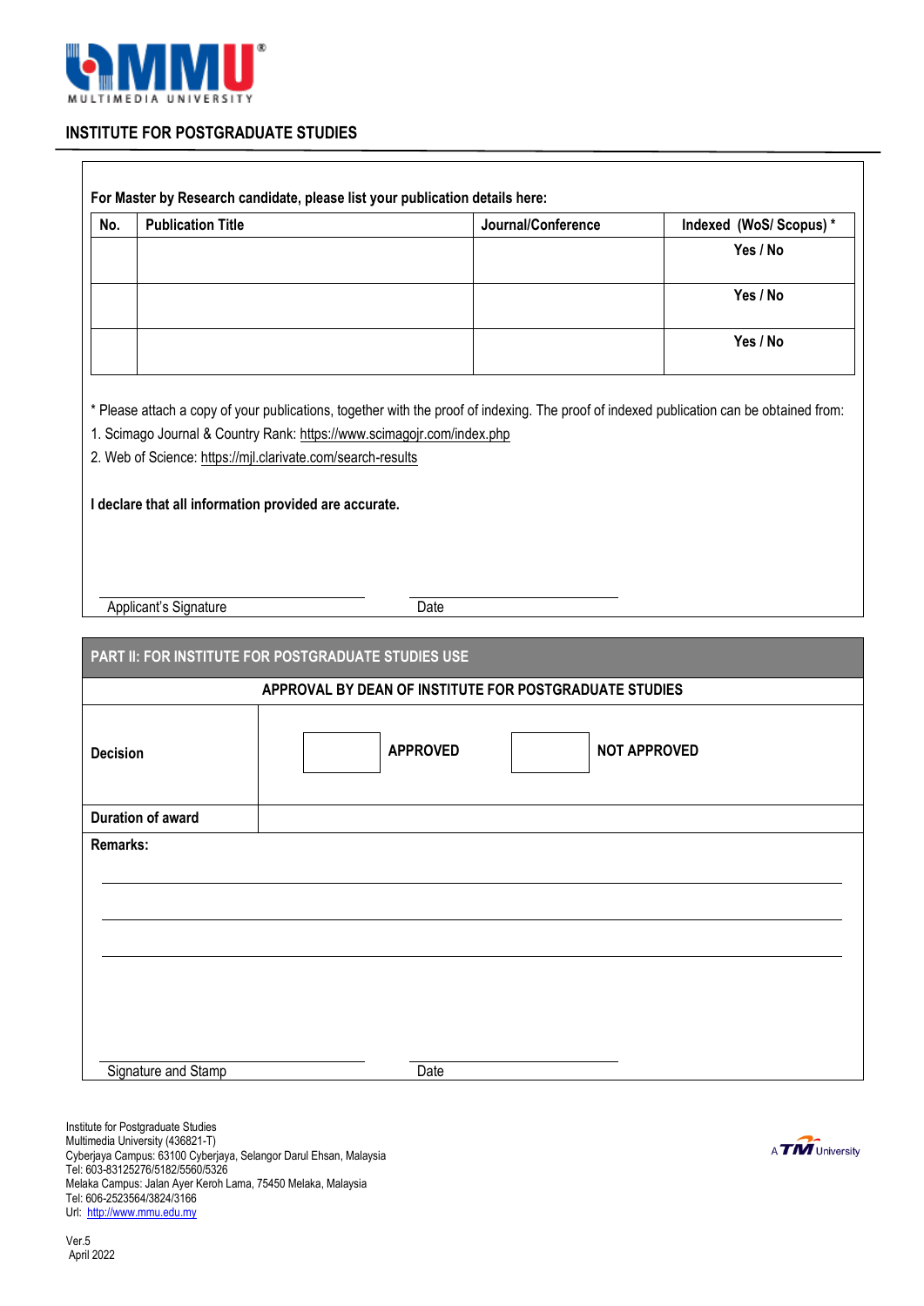## INSTITUTE FOR POSTGRADUATE STUDIES

**For Master by Research candidate, please list your publication details here:**

| No. | Publication Title | Journal/Conference | Indexed (WoS/ Scopus) * |
|---|---|---|---|
| | | | Yes / No |
| | | | Yes / No |
| | | | Yes / No |

* Please attach a copy of your publications, together with the proof of indexing. The proof of indexed publication can be obtained from:

1. Scimago Journal & Country Rank: https://www.scimagojr.com/index.php
2. Web of Science: https://mjl.clarivate.com/search-results

**I declare that all information provided are accurate.**

Applicant's Signature ____________________ Date ____________________

## PART II: FOR INSTITUTE FOR POSTGRADUATE STUDIES USE

**APPROVAL BY DEAN OF INSTITUTE FOR POSTGRADUATE STUDIES**

| | |
|---|---|
| **Decision** | ☐ **APPROVED** ☐ **NOT APPROVED** |
| **Duration of award** | |

**Remarks:**

______________________________________________

______________________________________________

______________________________________________

Signature and Stamp ____________________ Date ____________________

Institute for Postgraduate Studies
Multimedia University (436821-T)
Cyberjaya Campus: 63100 Cyberjaya, Selangor Darul Ehsan, Malaysia
Tel: 603-83125276/5182/5560/5326
Melaka Campus: Jalan Ayer Keroh Lama, 75450 Melaka, Malaysia
Tel: 606-2523564/3824/3166
Url: http://www.mmu.edu.my

Ver.5
April 2022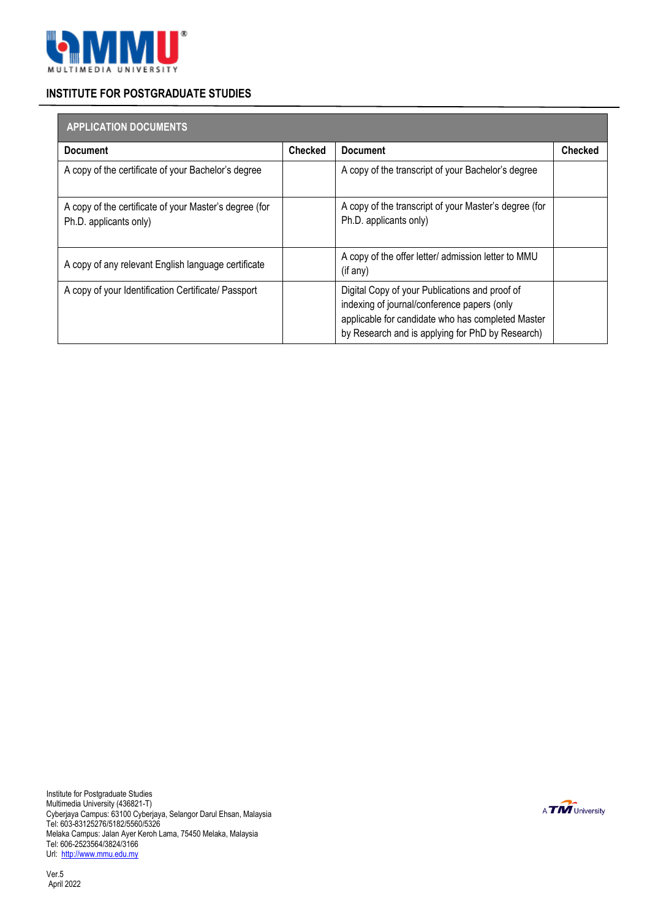## INSTITUTE FOR POSTGRADUATE STUDIES

| APPLICATION DOCUMENTS | | | |
|---|---|---|---|
| **Document** | **Checked** | **Document** | **Checked** |
| A copy of the certificate of your Bachelor's degree | | A copy of the transcript of your Bachelor's degree | |
| A copy of the certificate of your Master's degree (for Ph.D. applicants only) | | A copy of the transcript of your Master's degree (for Ph.D. applicants only) | |
| A copy of any relevant English language certificate | | A copy of the offer letter/ admission letter to MMU (if any) | |
| A copy of your Identification Certificate/ Passport | | Digital Copy of your Publications and proof of indexing of journal/conference papers (only applicable for candidate who has completed Master by Research and is applying for PhD by Research) | |

Institute for Postgraduate Studies
Multimedia University (436821-T)
Cyberjaya Campus: 63100 Cyberjaya, Selangor Darul Ehsan, Malaysia
Tel: 603-83125276/5182/5560/5326
Melaka Campus: Jalan Ayer Keroh Lama, 75450 Melaka, Malaysia
Tel: 606-2523564/3824/3166
Url: http://www.mmu.edu.my

Ver.5
April 2022